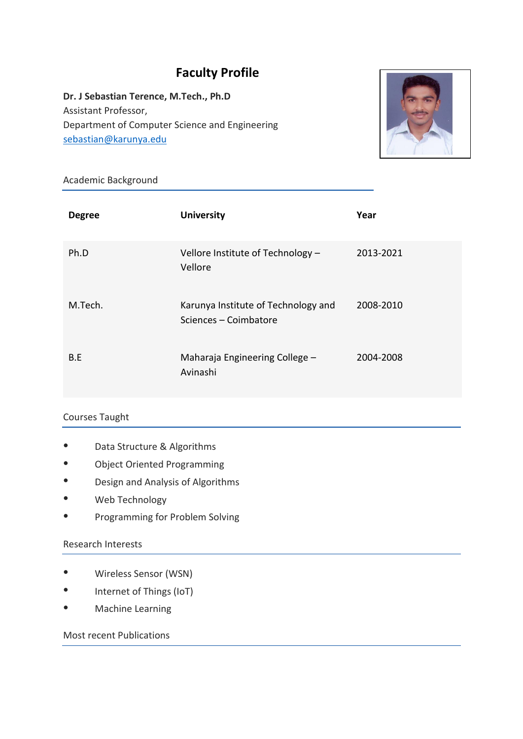# Faculty Profile

**Dr. J Sebastian Terence, M.Tech., Ph.D**
Assistant Professor,
Department of Computer Science and Engineering
sebastian@karunya.edu

## Academic Background

| Degree | University | Year |
|---|---|---|
| Ph.D | Vellore Institute of Technology – Vellore | 2013-2021 |
| M.Tech. | Karunya Institute of Technology and Sciences – Coimbatore | 2008-2010 |
| B.E | Maharaja Engineering College – Avinashi | 2004-2008 |

## Courses Taught

- Data Structure & Algorithms
- Object Oriented Programming
- Design and Analysis of Algorithms
- Web Technology
- Programming for Problem Solving

## Research Interests

- Wireless Sensor (WSN)
- Internet of Things (IoT)
- Machine Learning

## Most recent Publications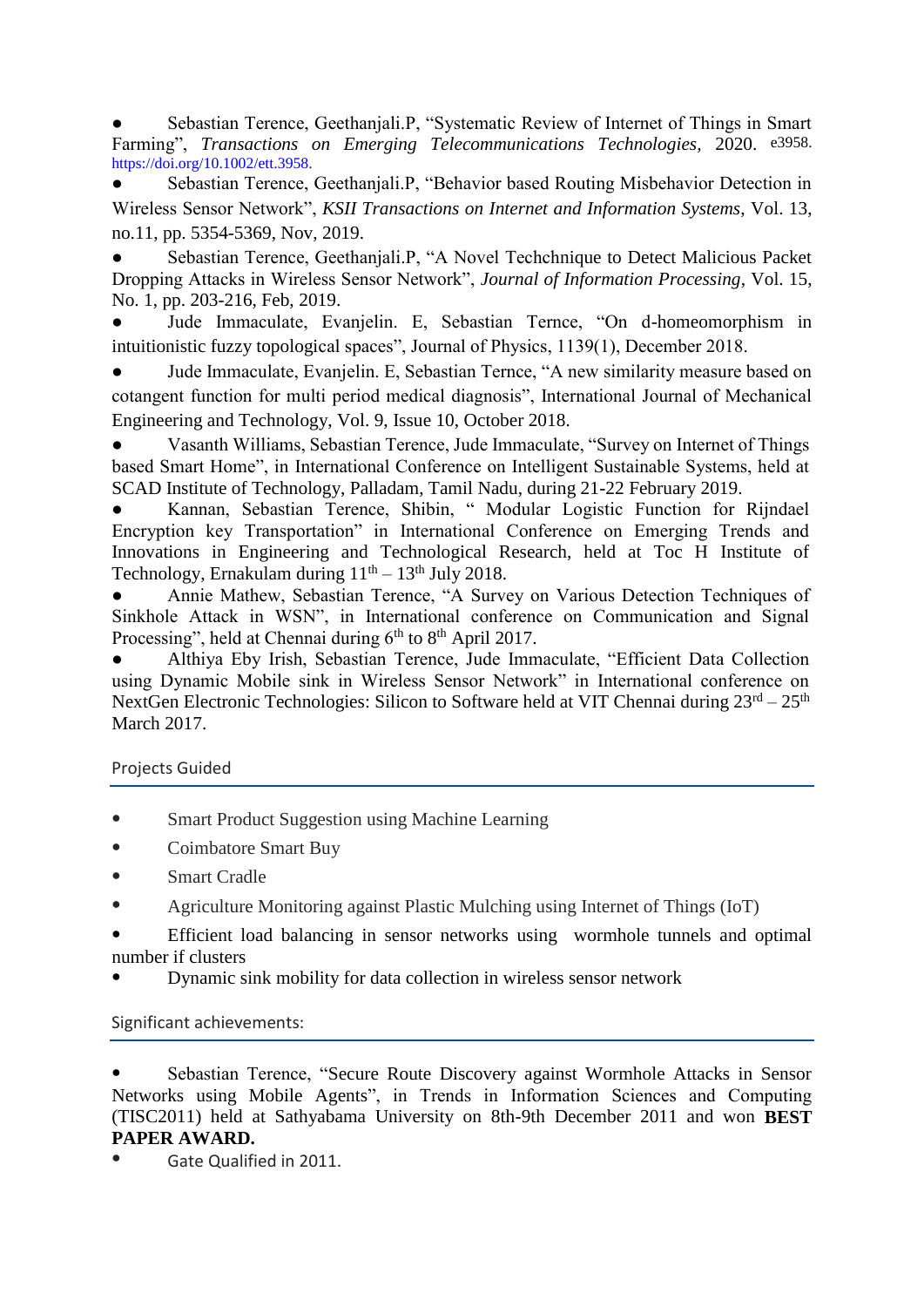- Sebastian Terence, Geethanjali.P, "Systematic Review of Internet of Things in Smart Farming", *Transactions on Emerging Telecommunications Technologies*, 2020. e3958. https://doi.org/10.1002/ett.3958.
- Sebastian Terence, Geethanjali.P, "Behavior based Routing Misbehavior Detection in Wireless Sensor Network", *KSII Transactions on Internet and Information Systems*, Vol. 13, no.11, pp. 5354-5369, Nov, 2019.
- Sebastian Terence, Geethanjali.P, "A Novel Techchnique to Detect Malicious Packet Dropping Attacks in Wireless Sensor Network", *Journal of Information Processing*, Vol. 15, No. 1, pp. 203-216, Feb, 2019.
- Jude Immaculate, Evanjelin. E, Sebastian Ternce, "On d-homeomorphism in intuitionistic fuzzy topological spaces", Journal of Physics, 1139(1), December 2018.
- Jude Immaculate, Evanjelin. E, Sebastian Ternce, "A new similarity measure based on cotangent function for multi period medical diagnosis", International Journal of Mechanical Engineering and Technology, Vol. 9, Issue 10, October 2018.
- Vasanth Williams, Sebastian Terence, Jude Immaculate, "Survey on Internet of Things based Smart Home", in International Conference on Intelligent Sustainable Systems, held at SCAD Institute of Technology, Palladam, Tamil Nadu, during 21-22 February 2019.
- Kannan, Sebastian Terence, Shibin, " Modular Logistic Function for Rijndael Encryption key Transportation" in International Conference on Emerging Trends and Innovations in Engineering and Technological Research, held at Toc H Institute of Technology, Ernakulam during 11th – 13th July 2018.
- Annie Mathew, Sebastian Terence, "A Survey on Various Detection Techniques of Sinkhole Attack in WSN", in International conference on Communication and Signal Processing", held at Chennai during 6th to 8th April 2017.
- Althiya Eby Irish, Sebastian Terence, Jude Immaculate, "Efficient Data Collection using Dynamic Mobile sink in Wireless Sensor Network" in International conference on NextGen Electronic Technologies: Silicon to Software held at VIT Chennai during 23rd – 25th March 2017.

## Projects Guided

- Smart Product Suggestion using Machine Learning
- Coimbatore Smart Buy
- Smart Cradle
- Agriculture Monitoring against Plastic Mulching using Internet of Things (IoT)
- Efficient load balancing in sensor networks using wormhole tunnels and optimal number if clusters
- Dynamic sink mobility for data collection in wireless sensor network

## Significant achievements:

- Sebastian Terence, "Secure Route Discovery against Wormhole Attacks in Sensor Networks using Mobile Agents", in Trends in Information Sciences and Computing (TISC2011) held at Sathyabama University on 8th-9th December 2011 and won **BEST PAPER AWARD.**
- Gate Qualified in 2011.